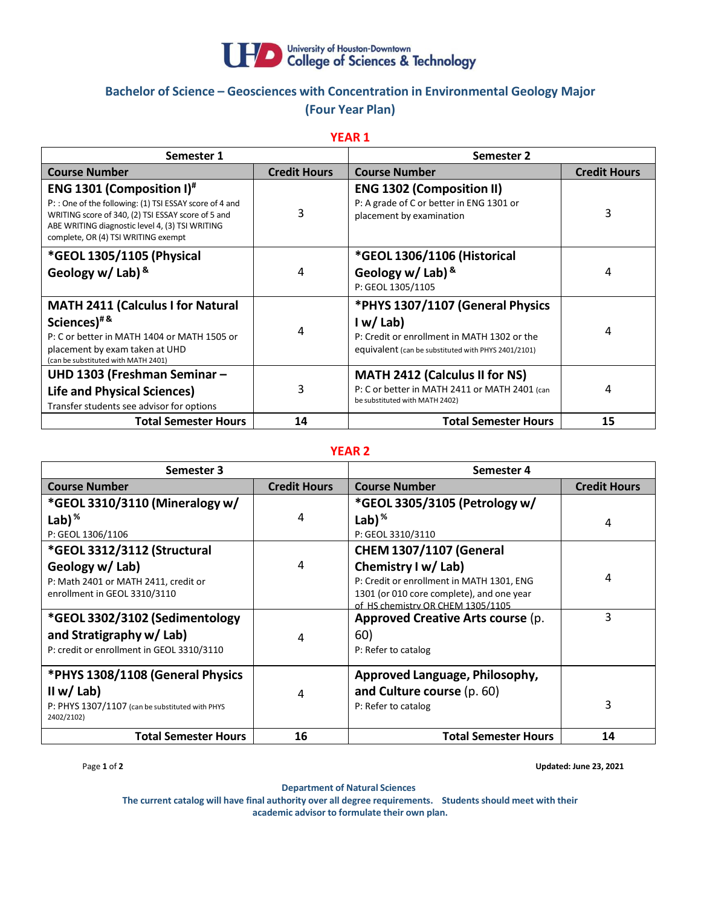University of Houston-Downtown
College of Sciences & Technology

## Bachelor of Science – Geosciences with Concentration in Environmental Geology Major
## (Four Year Plan)

### YEAR 1

| Semester 1 | | Semester 2 | |
|---|---|---|---|
| **Course Number** | **Credit Hours** | **Course Number** | **Credit Hours** |
| **ENG 1301 (Composition I)[#]** P: : One of the following: (1) TSI ESSAY score of 4 and WRITING score of 340, (2) TSI ESSAY score of 5 and ABE WRITING diagnostic level 4, (3) TSI WRITING complete, OR (4) TSI WRITING exempt | 3 | **ENG 1302 (Composition II)** P: A grade of C or better in ENG 1301 or placement by examination | 3 |
| **\*GEOL 1305/1105 (Physical Geology w/ Lab)[&]** | 4 | **\*GEOL 1306/1106 (Historical Geology w/ Lab)[&]** P: GEOL 1305/1105 | 4 |
| **MATH 2411 (Calculus I for Natural Sciences)[#&]** P: C or better in MATH 1404 or MATH 1505 or placement by exam taken at UHD (can be substituted with MATH 2401) | 4 | **\*PHYS 1307/1107 (General Physics I w/ Lab)** P: Credit or enrollment in MATH 1302 or the equivalent (can be substituted with PHYS 2401/2101) | 4 |
| **UHD 1303 (Freshman Seminar – Life and Physical Sciences)** Transfer students see advisor for options | 3 | **MATH 2412 (Calculus II for NS)** P: C or better in MATH 2411 or MATH 2401 (can be substituted with MATH 2402) | 4 |
| **Total Semester Hours** | **14** | **Total Semester Hours** | **15** |

### YEAR 2

| Semester 3 | | Semester 4 | |
|---|---|---|---|
| **Course Number** | **Credit Hours** | **Course Number** | **Credit Hours** |
| **\*GEOL 3310/3110 (Mineralogy w/ Lab)[%]** P: GEOL 1306/1106 | 4 | **\*GEOL 3305/3105 (Petrology w/ Lab)[%]** P: GEOL 3310/3110 | 4 |
| **\*GEOL 3312/3112 (Structural Geology w/ Lab)** P: Math 2401 or MATH 2411, credit or enrollment in GEOL 3310/3110 | 4 | **CHEM 1307/1107 (General Chemistry I w/ Lab)** P: Credit or enrollment in MATH 1301, ENG 1301 (or 010 core complete), and one year of HS chemistry OR CHEM 1305/1105 | 4 |
| **\*GEOL 3302/3102 (Sedimentology and Stratigraphy w/ Lab)** P: credit or enrollment in GEOL 3310/3110 | 4 | **Approved Creative Arts course** (p. 60) P: Refer to catalog | 3 |
| **\*PHYS 1308/1108 (General Physics II w/ Lab)** P: PHYS 1307/1107 (can be substituted with PHYS 2402/2102) | 4 | **Approved Language, Philosophy, and Culture course** (p. 60) P: Refer to catalog | 3 |
| **Total Semester Hours** | **16** | **Total Semester Hours** | **14** |

Updated: June 23, 2021

Department of Natural Sciences
The current catalog will have final authority over all degree requirements. Students should meet with their academic advisor to formulate their own plan.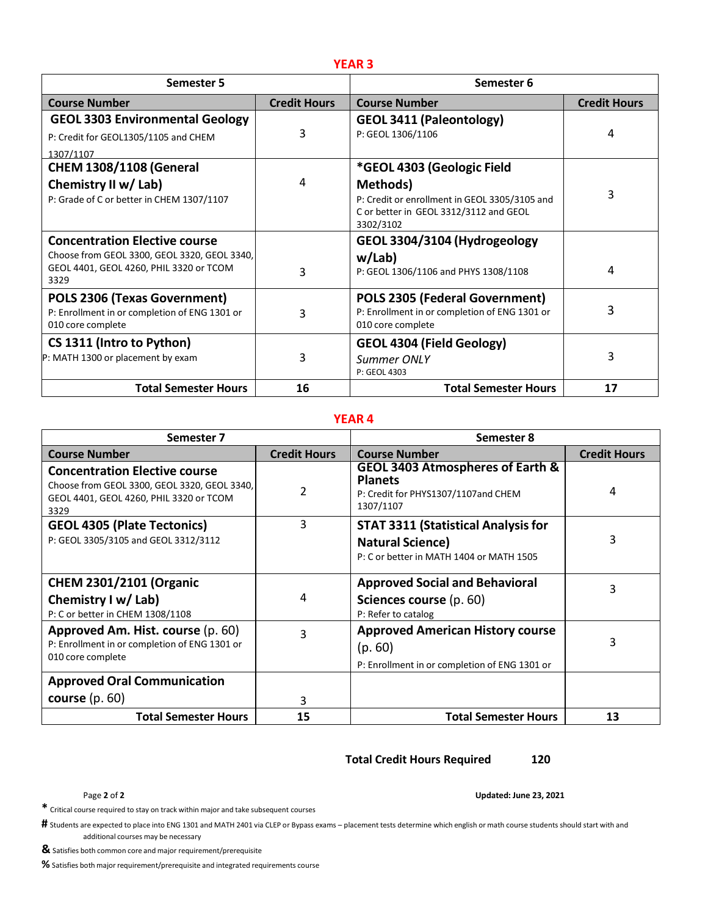## YEAR 3

| Semester 5 | | Semester 6 | |
|---|---|---|---|
| **Course Number** | **Credit Hours** | **Course Number** | **Credit Hours** |
| **GEOL 3303 Environmental Geology**<br>P: Credit for GEOL1305/1105 and CHEM 1307/1107 | 3 | **GEOL 3411 (Paleontology)**<br>P: GEOL 1306/1106 | 4 |
| **CHEM 1308/1108 (General Chemistry II w/ Lab)**<br>P: Grade of C or better in CHEM 1307/1107 | 4 | ***GEOL 4303 (Geologic Field Methods)**<br>P: Credit or enrollment in GEOL 3305/3105 and C or better in GEOL 3312/3112 and GEOL 3302/3102 | 3 |
| **Concentration Elective course**<br>Choose from GEOL 3300, GEOL 3320, GEOL 3340, GEOL 4401, GEOL 4260, PHIL 3320 or TCOM 3329 | 3 | **GEOL 3304/3104 (Hydrogeology w/Lab)**<br>P: GEOL 1306/1106 and PHYS 1308/1108 | 4 |
| **POLS 2306 (Texas Government)**<br>P: Enrollment in or completion of ENG 1301 or 010 core complete | 3 | **POLS 2305 (Federal Government)**<br>P: Enrollment in or completion of ENG 1301 or 010 core complete | 3 |
| **CS 1311 (Intro to Python)**<br>P: MATH 1300 or placement by exam | 3 | **GEOL 4304 (Field Geology)**<br>*Summer ONLY*<br>P: GEOL 4303 | 3 |
| **Total Semester Hours** | **16** | **Total Semester Hours** | **17** |

## YEAR 4

| Semester 7 | | Semester 8 | |
|---|---|---|---|
| **Course Number** | **Credit Hours** | **Course Number** | **Credit Hours** |
| **Concentration Elective course**<br>Choose from GEOL 3300, GEOL 3320, GEOL 3340, GEOL 4401, GEOL 4260, PHIL 3320 or TCOM 3329 | 2 | **GEOL 3403 Atmospheres of Earth & Planets**<br>P: Credit for PHYS1307/1107and CHEM 1307/1107 | 4 |
| **GEOL 4305 (Plate Tectonics)**<br>P: GEOL 3305/3105 and GEOL 3312/3112 | 3 | **STAT 3311 (Statistical Analysis for Natural Science)**<br>P: C or better in MATH 1404 or MATH 1505 | 3 |
| **CHEM 2301/2101 (Organic Chemistry I w/ Lab)**<br>P: C or better in CHEM 1308/1108 | 4 | **Approved Social and Behavioral Sciences course** (p. 60)<br>P: Refer to catalog | 3 |
| **Approved Am. Hist. course** (p. 60)<br>P: Enrollment in or completion of ENG 1301 or 010 core complete | 3 | **Approved American History course** (p. 60)<br>P: Enrollment in or completion of ENG 1301 or | 3 |
| **Approved Oral Communication course** (p. 60) | 3 | | |
| **Total Semester Hours** | **15** | **Total Semester Hours** | **13** |

**Total Credit Hours Required 120**

**Updated: June 23, 2021**

**\*** Critical course required to stay on track within major and take subsequent courses

**#** Students are expected to place into ENG 1301 and MATH 2401 via CLEP or Bypass exams – placement tests determine which english or math course students should start with and additional courses may be necessary

**&** Satisfies both common core and major requirement/prerequisite

**%** Satisfies both major requirement/prerequisite and integrated requirements course